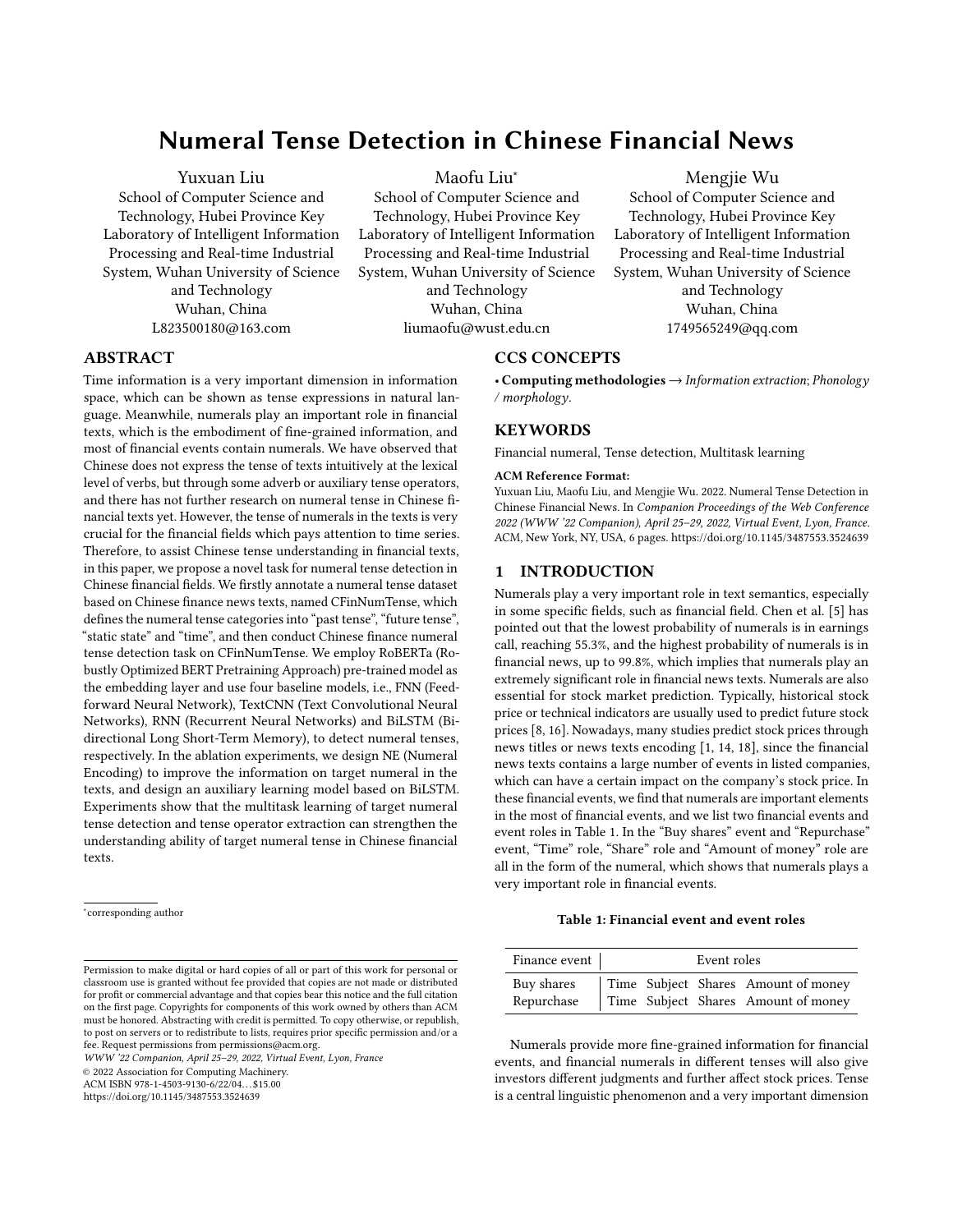# Numeral Tense Detection in Chinese Financial News

Yuxuan Liu
School of Computer Science and Technology, Hubei Province Key Laboratory of Intelligent Information Processing and Real-time Industrial System, Wuhan University of Science and Technology
Wuhan, China
L823500180@163.com

Maofu Liu*
School of Computer Science and Technology, Hubei Province Key Laboratory of Intelligent Information Processing and Real-time Industrial System, Wuhan University of Science and Technology
Wuhan, China
liumaofu@wust.edu.cn

Mengjie Wu
School of Computer Science and Technology, Hubei Province Key Laboratory of Intelligent Information Processing and Real-time Industrial System, Wuhan University of Science and Technology
Wuhan, China
1749565249@qq.com

## ABSTRACT

Time information is a very important dimension in information space, which can be shown as tense expressions in natural language. Meanwhile, numerals play an important role in financial texts, which is the embodiment of fine-grained information, and most of financial events contain numerals. We have observed that Chinese does not express the tense of texts intuitively at the lexical level of verbs, but through some adverb or auxiliary tense operators, and there has not further research on numeral tense in Chinese financial texts yet. However, the tense of numerals in the texts is very crucial for the financial fields which pays attention to time series. Therefore, to assist Chinese tense understanding in financial texts, in this paper, we propose a novel task for numeral tense detection in Chinese financial fields. We firstly annotate a numeral tense dataset based on Chinese finance news texts, named CFinNumTense, which defines the numeral tense categories into "past tense", "future tense", "static state" and "time", and then conduct Chinese finance numeral tense detection task on CFinNumTense. We employ RoBERTa (Robustly Optimized BERT Pretraining Approach) pre-trained model as the embedding layer and use four baseline models, i.e., FNN (Feedforward Neural Network), TextCNN (Text Convolutional Neural Networks), RNN (Recurrent Neural Networks) and BiLSTM (Bidirectional Long Short-Term Memory), to detect numeral tenses, respectively. In the ablation experiments, we design NE (Numeral Encoding) to improve the information on target numeral in the texts, and design an auxiliary learning model based on BiLSTM. Experiments show that the multitask learning of target numeral tense detection and tense operator extraction can strengthen the understanding ability of target numeral tense in Chinese financial texts.

*corresponding author

Permission to make digital or hard copies of all or part of this work for personal or classroom use is granted without fee provided that copies are not made or distributed for profit or commercial advantage and that copies bear this notice and the full citation on the first page. Copyrights for components of this work owned by others than ACM must be honored. Abstracting with credit is permitted. To copy otherwise, or republish, to post on servers or to redistribute to lists, requires prior specific permission and/or a fee. Request permissions from permissions@acm.org.
*WWW '22 Companion, April 25–29, 2022, Virtual Event, Lyon, France*
© 2022 Association for Computing Machinery.
ACM ISBN 978-1-4503-9130-6/22/04…$15.00
https://doi.org/10.1145/3487553.3524639

## CCS CONCEPTS

• **Computing methodologies** → *Information extraction*; *Phonology / morphology*.

## KEYWORDS

Financial numeral, Tense detection, Multitask learning

**ACM Reference Format:**
Yuxuan Liu, Maofu Liu, and Mengjie Wu. 2022. Numeral Tense Detection in Chinese Financial News. In *Companion Proceedings of the Web Conference 2022 (WWW '22 Companion), April 25–29, 2022, Virtual Event, Lyon, France.* ACM, New York, NY, USA, 6 pages. https://doi.org/10.1145/3487553.3524639

## 1 INTRODUCTION

Numerals play a very important role in text semantics, especially in some specific fields, such as financial field. Chen et al. [5] has pointed out that the lowest probability of numerals is in earnings call, reaching 55.3%, and the highest probability of numerals is in financial news, up to 99.8%, which implies that numerals play an extremely significant role in financial news texts. Numerals are also essential for stock market prediction. Typically, historical stock price or technical indicators are usually used to predict future stock prices [8, 16]. Nowadays, many studies predict stock prices through news titles or news texts encoding [1, 14, 18], since the financial news texts contains a large number of events in listed companies, which can have a certain impact on the company's stock price. In these financial events, we find that numerals are important elements in the most of financial events, and we list two financial events and event roles in Table 1. In the "Buy shares" event and "Repurchase" event, "Time" role, "Subject" role, "Share" role and "Amount of money" role are all in the form of the numeral, which shows that numerals plays a very important role in financial events.

**Table 1: Financial event and event roles**

| Finance event | Event roles | | | |
|---|---|---|---|---|
| Buy shares | Time | Subject | Shares | Amount of money |
| Repurchase | Time | Subject | Shares | Amount of money |

Numerals provide more fine-grained information for financial events, and financial numerals in different tenses will also give investors different judgments and further affect stock prices. Tense is a central linguistic phenomenon and a very important dimension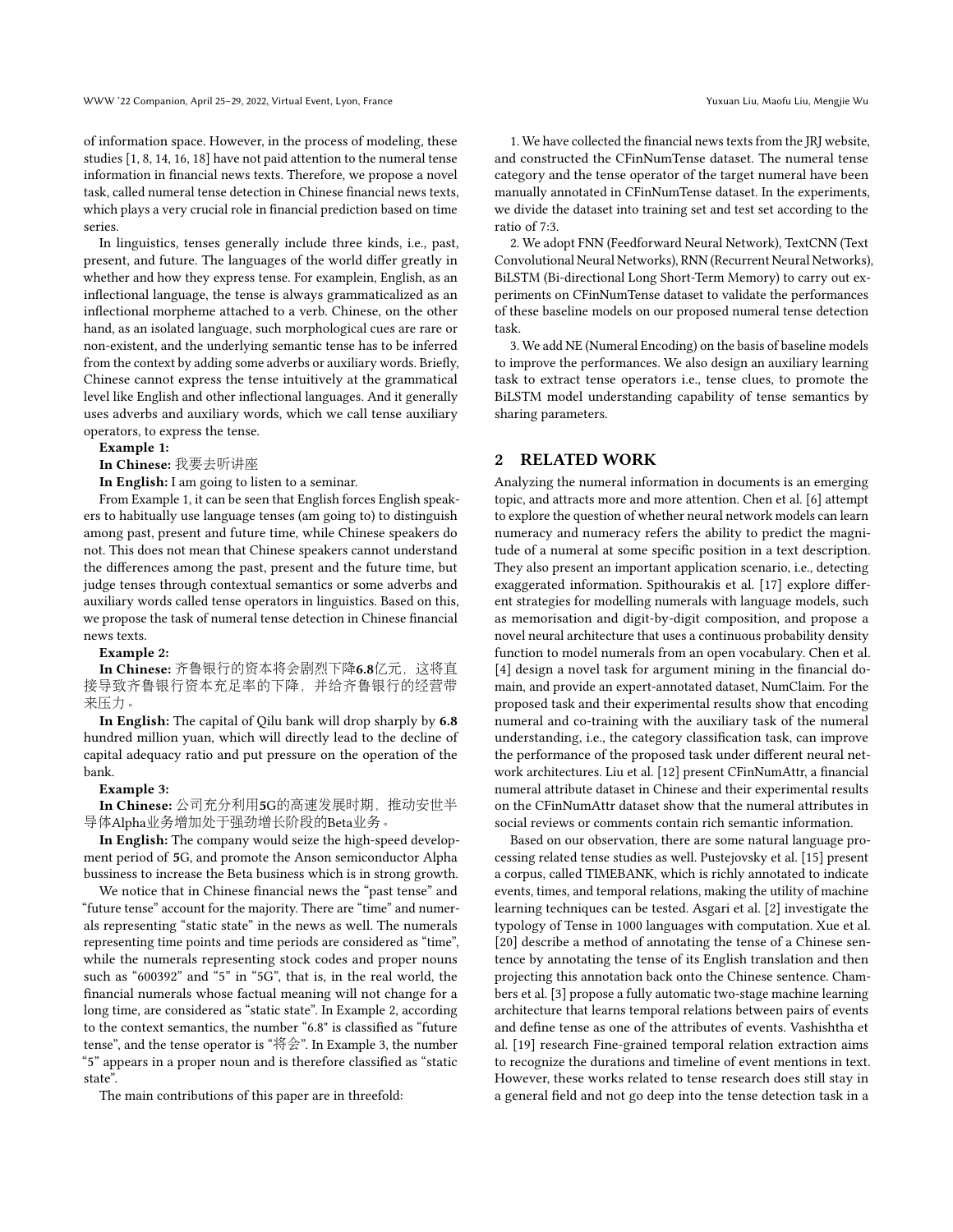of information space. However, in the process of modeling, these studies [1, 8, 14, 16, 18] have not paid attention to the numeral tense information in financial news texts. Therefore, we propose a novel task, called numeral tense detection in Chinese financial news texts, which plays a very crucial role in financial prediction based on time series.

In linguistics, tenses generally include three kinds, i.e., past, present, and future. The languages of the world differ greatly in whether and how they express tense. For examplein, English, as an inflectional language, the tense is always grammaticalized as an inflectional morpheme attached to a verb. Chinese, on the other hand, as an isolated language, such morphological cues are rare or non-existent, and the underlying semantic tense has to be inferred from the context by adding some adverbs or auxiliary words. Briefly, Chinese cannot express the tense intuitively at the grammatical level like English and other inflectional languages. And it generally uses adverbs and auxiliary words, which we call tense auxiliary operators, to express the tense.

**Example 1:**

**In Chinese:** 我要去听讲座

**In English:** I am going to listen to a seminar.

From Example 1, it can be seen that English forces English speakers to habitually use language tenses (am going to) to distinguish among past, present and future time, while Chinese speakers do not. This does not mean that Chinese speakers cannot understand the differences among the past, present and the future time, but judge tenses through contextual semantics or some adverbs and auxiliary words called tense operators in linguistics. Based on this, we propose the task of numeral tense detection in Chinese financial news texts.

**Example 2:**

**In Chinese:** 齐鲁银行的资本将会剧烈下降**6.8**亿元，这将直接导致齐鲁银行资本充足率的下降，并给齐鲁银行的经营带来压力。

**In English:** The capital of Qilu bank will drop sharply by **6.8** hundred million yuan, which will directly lead to the decline of capital adequacy ratio and put pressure on the operation of the bank.

**Example 3:**

**In Chinese:** 公司充分利用**5**G的高速发展时期，推动安世半导体Alpha业务增加处于强劲增长阶段的Beta业务。

**In English:** The company would seize the high-speed development period of **5**G, and promote the Anson semiconductor Alpha bussiness to increase the Beta business which is in strong growth.

We notice that in Chinese financial news the "past tense" and "future tense" account for the majority. There are "time" and numerals representing "static state" in the news as well. The numerals representing time points and time periods are considered as "time", while the numerals representing stock codes and proper nouns such as "600392" and "5" in "5G", that is, in the real world, the financial numerals whose factual meaning will not change for a long time, are considered as "static state". In Example 2, according to the context semantics, the number "6.8" is classified as "future tense", and the tense operator is "将会". In Example 3, the number "5" appears in a proper noun and is therefore classified as "static state".

The main contributions of this paper are in threefold:

1. We have collected the financial news texts from the JRJ website, and constructed the CFinNumTense dataset. The numeral tense category and the tense operator of the target numeral have been manually annotated in CFinNumTense dataset. In the experiments, we divide the dataset into training set and test set according to the ratio of 7:3.

2. We adopt FNN (Feedforward Neural Network), TextCNN (Text Convolutional Neural Networks), RNN (Recurrent Neural Networks), BiLSTM (Bi-directional Long Short-Term Memory) to carry out experiments on CFinNumTense dataset to validate the performances of these baseline models on our proposed numeral tense detection task.

3. We add NE (Numeral Encoding) on the basis of baseline models to improve the performances. We also design an auxiliary learning task to extract tense operators i.e., tense clues, to promote the BiLSTM model understanding capability of tense semantics by sharing parameters.

## 2 RELATED WORK

Analyzing the numeral information in documents is an emerging topic, and attracts more and more attention. Chen et al. [6] attempt to explore the question of whether neural network models can learn numeracy and numeracy refers the ability to predict the magnitude of a numeral at some specific position in a text description. They also present an important application scenario, i.e., detecting exaggerated information. Spithourakis et al. [17] explore different strategies for modelling numerals with language models, such as memorisation and digit-by-digit composition, and propose a novel neural architecture that uses a continuous probability density function to model numerals from an open vocabulary. Chen et al. [4] design a novel task for argument mining in the financial domain, and provide an expert-annotated dataset, NumClaim. For the proposed task and their experimental results show that encoding numeral and co-training with the auxiliary task of the numeral understanding, i.e., the category classification task, can improve the performance of the proposed task under different neural network architectures. Liu et al. [12] present CFinNumAttr, a financial numeral attribute dataset in Chinese and their experimental results on the CFinNumAttr dataset show that the numeral attributes in social reviews or comments contain rich semantic information.

Based on our observation, there are some natural language processing related tense studies as well. Pustejovsky et al. [15] present a corpus, called TIMEBANK, which is richly annotated to indicate events, times, and temporal relations, making the utility of machine learning techniques can be tested. Asgari et al. [2] investigate the typology of Tense in 1000 languages with computation. Xue et al. [20] describe a method of annotating the tense of a Chinese sentence by annotating the tense of its English translation and then projecting this annotation back onto the Chinese sentence. Chambers et al. [3] propose a fully automatic two-stage machine learning architecture that learns temporal relations between pairs of events and define tense as one of the attributes of events. Vashishtha et al. [19] research Fine-grained temporal relation extraction aims to recognize the durations and timeline of event mentions in text. However, these works related to tense research does still stay in a general field and not go deep into the tense detection task in a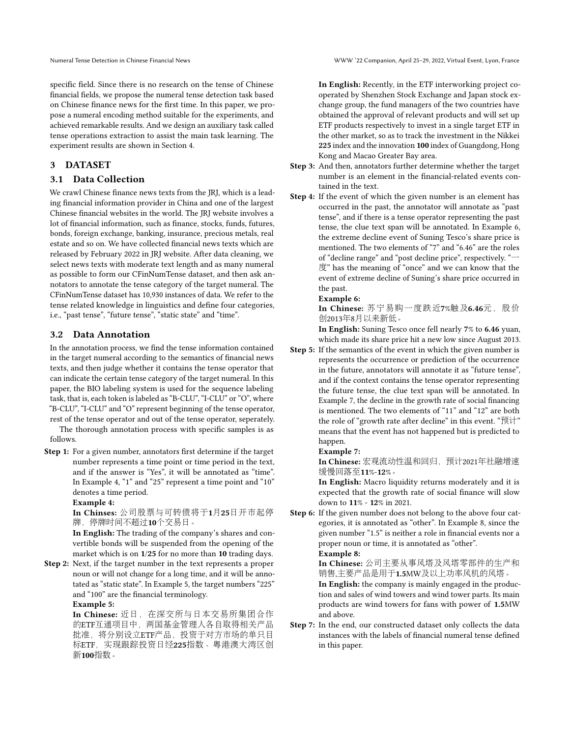specific field. Since there is no research on the tense of Chinese financial fields, we propose the numeral tense detection task based on Chinese finance news for the first time. In this paper, we propose a numeral encoding method suitable for the experiments, and achieved remarkable results. And we design an auxiliary task called tense operations extraction to assist the main task learning. The experiment results are shown in Section 4.

## 3 DATASET

### 3.1 Data Collection

We crawl Chinese finance news texts from the JRJ, which is a leading financial information provider in China and one of the largest Chinese financial websites in the world. The JRJ website involves a lot of financial information, such as finance, stocks, funds, futures, bonds, foreign exchange, banking, insurance, precious metals, real estate and so on. We have collected financial news texts which are released by February 2022 in JRJ website. After data cleaning, we select news texts with moderate text length and as many numeral as possible to form our CFinNumTense dataset, and then ask annotators to annotate the tense category of the target numeral. The CFinNumTense dataset has 10,930 instances of data. We refer to the tense related knowledge in linguistics and define four categories, i.e., "past tense", "future tense", "static state" and "time".

### 3.2 Data Annotation

In the annotation process, we find the tense information contained in the target numeral according to the semantics of financial news texts, and then judge whether it contains the tense operator that can indicate the certain tense category of the target numeral. In this paper, the BIO labeling system is used for the sequence labeling task, that is, each token is labeled as "B-CLU", "I-CLU" or "O", where "B-CLU", "I-CLU" and "O" represent beginning of the tense operator, rest of the tense operator and out of the tense operator, seperately.

The thorough annotation process with specific samples is as follows.

**Step 1:** For a given number, annotators first determine if the target number represents a time point or time period in the text, and if the answer is "Yes", it will be annotated as "time". In Example 4, "1" and "25" represent a time point and "10" denotes a time period.

**Example 4:**

**In Chinses:** 公司股票与可转债将于**1**月**25**日开市起停牌，停牌时间不超过**10**个交易日。

**In English:** The trading of the company's shares and convertible bonds will be suspended from the opening of the market which is on **1**/**25** for no more than **10** trading days.

**Step 2:** Next, if the target number in the text represents a proper noun or will not change for a long time, and it will be annotated as "static state". In Example 5, the target numbers "225" and "100" are the financial terminology.

**Example 5:**

**In Chinese:** 近日，在深交所与日本交易所集团合作的ETF互通项目中，两国基金管理人各自取得相关产品批准，将分别设立ETF产品，投资于对方市场的单只目标ETF，实现跟踪投资日经**225**指数、粤港澳大湾区创新**100**指数。

**In English:** Recently, in the ETF interworking project cooperated by Shenzhen Stock Exchange and Japan stock exchange group, the fund managers of the two countries have obtained the approval of relevant products and will set up ETF products respectively to invest in a single target ETF in the other market, so as to track the investment in the Nikkei **225** index and the innovation **100** index of Guangdong, Hong Kong and Macao Greater Bay area.

**Step 3:** And then, annotators further determine whether the target number is an element in the financial-related events contained in the text.

**Step 4:** If the event of which the given number is an element has occurred in the past, the annotator will annotate as "past tense", and if there is a tense operator representing the past tense, the clue text span will be annotated. In Example 6, the extreme decline event of Suning Tesco's share price is mentioned. The two elements of "7" and "6.46" are the roles of "decline range" and "post decline price", respectively. "一度" has the meaning of "once" and we can know that the event of extreme decline of Suning's share price occurred in the past.

**Example 6:**

**In Chinese:** 苏宁易购一度跌近**7**%触及**6.46**元，股价创2013年8月以来新低。

**In English:** Suning Tesco once fell nearly **7**% to **6.46** yuan, which made its share price hit a new low since August 2013.

**Step 5:** If the semantics of the event in which the given number is represents the occurrence or prediction of the occurrence in the future, annotators will annotate it as "future tense", and if the context contains the tense operator representing the future tense, the clue text span will be annotated. In Example 7, the decline in the growth rate of social financing is mentioned. The two elements of "11" and "12" are both the role of "growth rate after decline" in this event. "预计" means that the event has not happened but is predicted to happen.

**Example 7:**

**In Chinese:** 宏观流动性温和回归，预计2021年社融增速缓慢回落至**11**%-**12**%。

**In English:** Macro liquidity returns moderately and it is expected that the growth rate of social finance will slow down to **11**% - **12**% in 2021.

**Step 6:** If the given number does not belong to the above four categories, it is annotated as "other". In Example 8, since the given number "1.5" is neither a role in financial events nor a proper noun or time, it is annotated as "other".

**Example 8:**

**In Chinese:** 公司主要从事风塔及风塔零部件的生产和销售,主要产品是用于**1.5**MW及以上功率风机的风塔。

**In English:** the company is mainly engaged in the production and sales of wind towers and wind tower parts. Its main products are wind towers for fans with power of **1.5**MW and above.

**Step 7:** In the end, our constructed dataset only collects the data instances with the labels of financial numeral tense defined in this paper.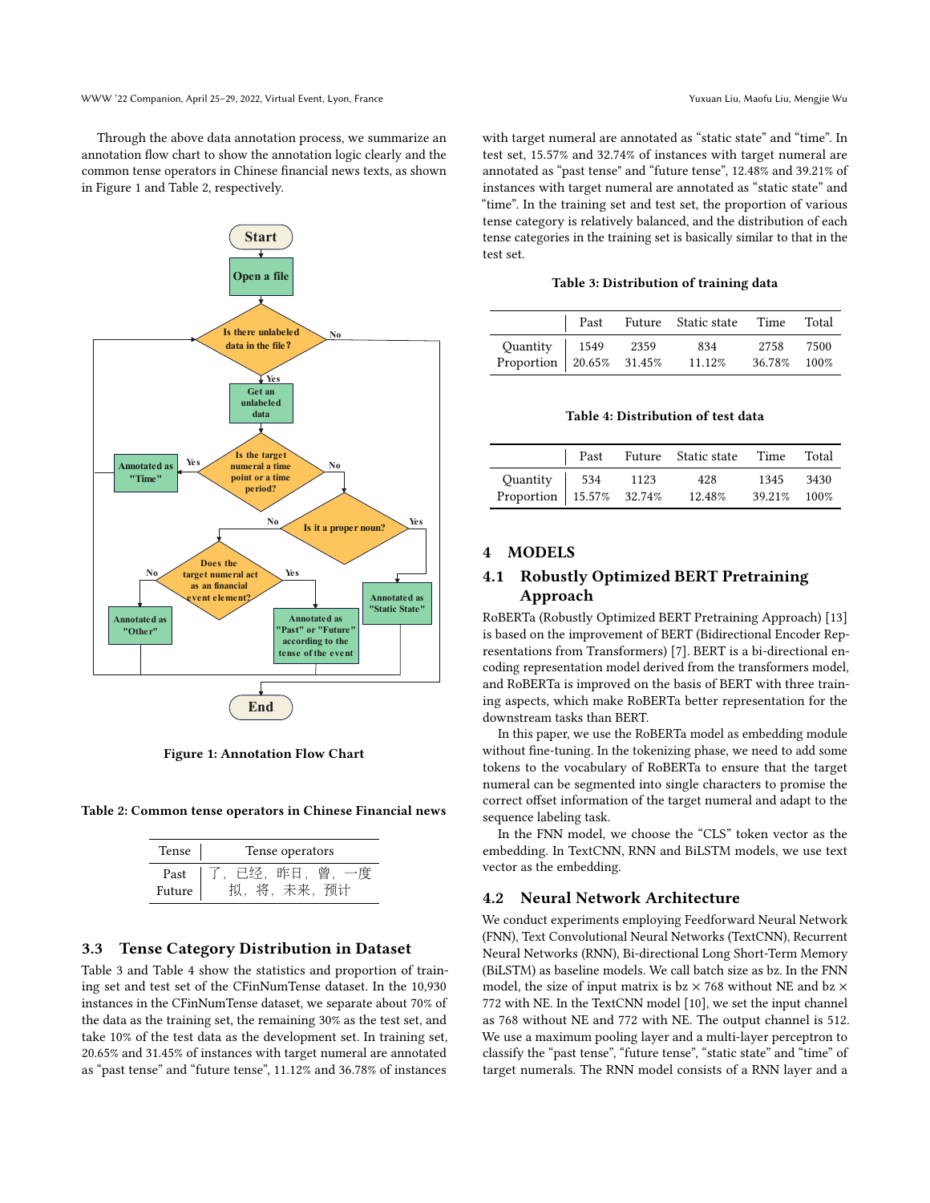Through the above data annotation process, we summarize an annotation flow chart to show the annotation logic clearly and the common tense operators in Chinese financial news texts, as shown in Figure 1 and Table 2, respectively.

Figure 1: Annotation Flow Chart

Table 2: Common tense operators in Chinese Financial news

| Tense | Tense operators |
|---|---|
| Past | 了，已经，昨日，曾，一度 |
| Future | 拟，将，未来，预计 |

### 3.3 Tense Category Distribution in Dataset

Table 3 and Table 4 show the statistics and proportion of training set and test set of the CFinNumTense dataset. In the 10,930 instances in the CFinNumTense dataset, we separate about 70% of the data as the training set, the remaining 30% as the test set, and take 10% of the test data as the development set. In training set, 20.65% and 31.45% of instances with target numeral are annotated as "past tense" and "future tense", 11.12% and 36.78% of instances with target numeral are annotated as "static state" and "time". In test set, 15.57% and 32.74% of instances with target numeral are annotated as "past tense" and "future tense", 12.48% and 39.21% of instances with target numeral are annotated as "static state" and "time". In the training set and test set, the proportion of various tense category is relatively balanced, and the distribution of each tense categories in the training set is basically similar to that in the test set.

Table 3: Distribution of training data

| | Past | Future | Static state | Time | Total |
|---|---|---|---|---|---|
| Quantity | 1549 | 2359 | 834 | 2758 | 7500 |
| Proportion | 20.65% | 31.45% | 11.12% | 36.78% | 100% |

Table 4: Distribution of test data

| | Past | Future | Static state | Time | Total |
|---|---|---|---|---|---|
| Quantity | 534 | 1123 | 428 | 1345 | 3430 |
| Proportion | 15.57% | 32.74% | 12.48% | 39.21% | 100% |

## 4 MODELS

### 4.1 Robustly Optimized BERT Pretraining Approach

RoBERTa (Robustly Optimized BERT Pretraining Approach) [13] is based on the improvement of BERT (Bidirectional Encoder Representations from Transformers) [7]. BERT is a bi-directional encoding representation model derived from the transformers model, and RoBERTa is improved on the basis of BERT with three training aspects, which make RoBERTa better representation for the downstream tasks than BERT.

In this paper, we use the RoBERTa model as embedding module without fine-tuning. In the tokenizing phase, we need to add some tokens to the vocabulary of RoBERTa to ensure that the target numeral can be segmented into single characters to promise the correct offset information of the target numeral and adapt to the sequence labeling task.

In the FNN model, we choose the "CLS" token vector as the embedding. In TextCNN, RNN and BiLSTM models, we use text vector as the embedding.

### 4.2 Neural Network Architecture

We conduct experiments employing Feedforward Neural Network (FNN), Text Convolutional Neural Networks (TextCNN), Recurrent Neural Networks (RNN), Bi-directional Long Short-Term Memory (BiLSTM) as baseline models. We call batch size as bz. In the FNN model, the size of input matrix is bz × 768 without NE and bz × 772 with NE. In the TextCNN model [10], we set the input channel as 768 without NE and 772 with NE. The output channel is 512. We use a maximum pooling layer and a multi-layer perceptron to classify the "past tense", "future tense", "static state" and "time" of target numerals. The RNN model consists of a RNN layer and a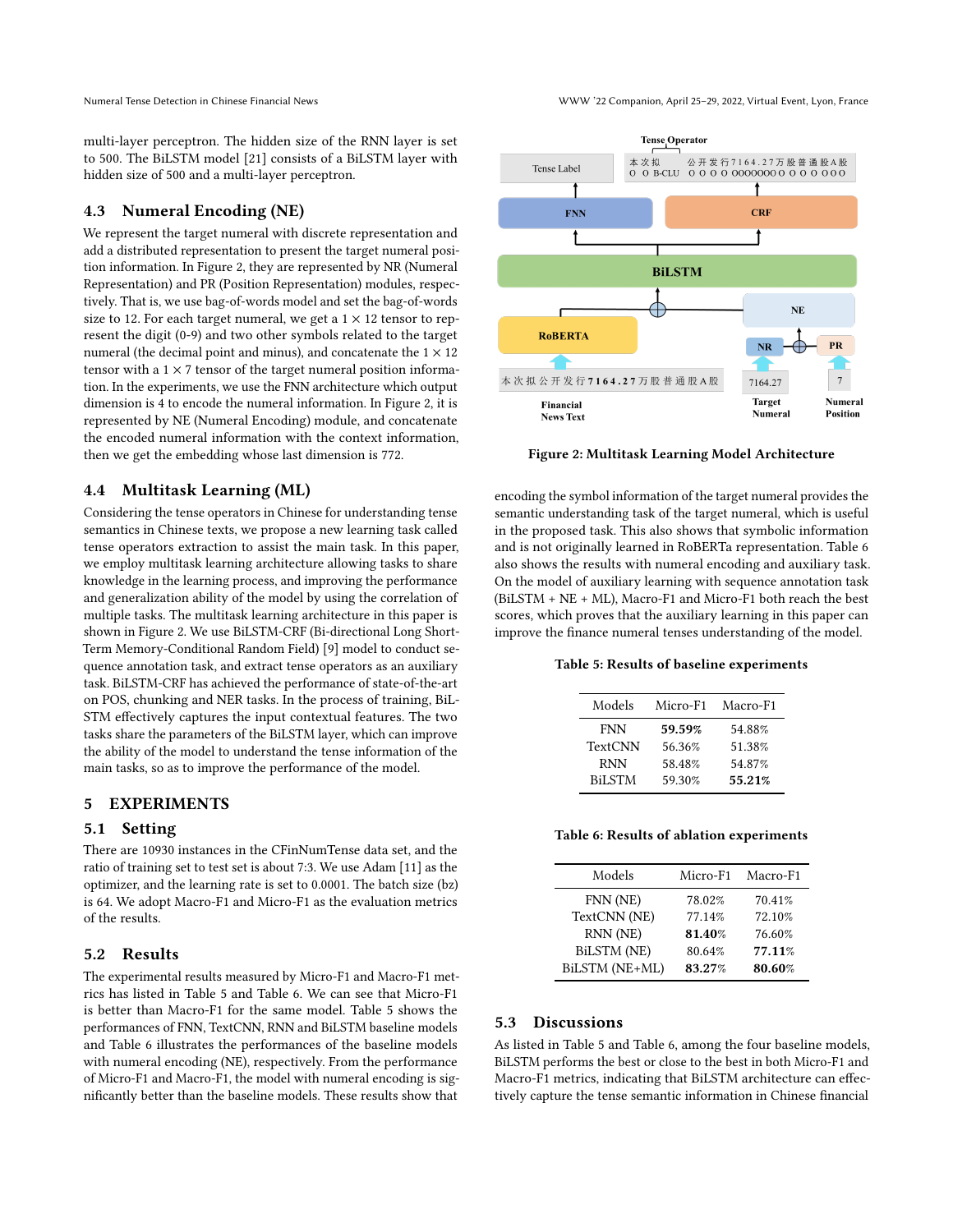multi-layer perceptron. The hidden size of the RNN layer is set to 500. The BiLSTM model [21] consists of a BiLSTM layer with hidden size of 500 and a multi-layer perceptron.

### 4.3 Numeral Encoding (NE)

We represent the target numeral with discrete representation and add a distributed representation to present the target numeral position information. In Figure 2, they are represented by NR (Numeral Representation) and PR (Position Representation) modules, respectively. That is, we use bag-of-words model and set the bag-of-words size to 12. For each target numeral, we get a $1 \times 12$ tensor to represent the digit (0-9) and two other symbols related to the target numeral (the decimal point and minus), and concatenate the $1 \times 12$ tensor with a $1 \times 7$ tensor of the target numeral position information. In the experiments, we use the FNN architecture which output dimension is 4 to encode the numeral information. In Figure 2, it is represented by NE (Numeral Encoding) module, and concatenate the encoded numeral information with the context information, then we get the embedding whose last dimension is 772.

### 4.4 Multitask Learning (ML)

Considering the tense operators in Chinese for understanding tense semantics in Chinese texts, we propose a new learning task called tense operators extraction to assist the main task. In this paper, we employ multitask learning architecture allowing tasks to share knowledge in the learning process, and improving the performance and generalization ability of the model by using the correlation of multiple tasks. The multitask learning architecture in this paper is shown in Figure 2. We use BiLSTM-CRF (Bi-directional Long Short-Term Memory-Conditional Random Field) [9] model to conduct sequence annotation task, and extract tense operators as an auxiliary task. BiLSTM-CRF has achieved the performance of state-of-the-art on POS, chunking and NER tasks. In the process of training, BiLSTM effectively captures the input contextual features. The two tasks share the parameters of the BiLSTM layer, which can improve the ability of the model to understand the tense information of the main tasks, so as to improve the performance of the model.

## 5 EXPERIMENTS

### 5.1 Setting

There are 10930 instances in the CFinNumTense data set, and the ratio of training set to test set is about 7:3. We use Adam [11] as the optimizer, and the learning rate is set to 0.0001. The batch size (bz) is 64. We adopt Macro-F1 and Micro-F1 as the evaluation metrics of the results.

### 5.2 Results

The experimental results measured by Micro-F1 and Macro-F1 metrics has listed in Table 5 and Table 6. We can see that Micro-F1 is better than Macro-F1 for the same model. Table 5 shows the performances of FNN, TextCNN, RNN and BiLSTM baseline models and Table 6 illustrates the performances of the baseline models with numerical encoding (NE), respectively. From the performance of Micro-F1 and Macro-F1, the model with numeral encoding is significantly better than the baseline models. These results show that encoding the symbol information of the target numeral provides the semantic understanding task of the target numeral, which is useful in the proposed task. This also shows that symbolic information and is not originally learned in RoBERTa representation. Table 6 also shows the results with numeral encoding and auxiliary task. On the model of auxiliary learning with sequence annotation task (BiLSTM + NE + ML), Macro-F1 and Micro-F1 both reach the best scores, which proves that the auxiliary learning in this paper can improve the finance numeral tenses understanding of the model.

Figure 2: Multitask Learning Model Architecture

**Table 5: Results of baseline experiments**

| Models | Micro-F1 | Macro-F1 |
|---|---|---|
| FNN | **59.59%** | 54.88% |
| TextCNN | 56.36% | 51.38% |
| RNN | 58.48% | 54.87% |
| BiLSTM | 59.30% | **55.21%** |

**Table 6: Results of ablation experiments**

| Models | Micro-F1 | Macro-F1 |
|---|---|---|
| FNN (NE) | 78.02% | 70.41% |
| TextCNN (NE) | 77.14% | 72.10% |
| RNN (NE) | **81.40%** | 76.60% |
| BiLSTM (NE) | 80.64% | **77.11%** |
| BiLSTM (NE+ML) | **83.27%** | **80.60%** |

### 5.3 Discussions

As listed in Table 5 and Table 6, among the four baseline models, BiLSTM performs the best or close to the best in both Micro-F1 and Macro-F1 metrics, indicating that BiLSTM architecture can effectively capture the tense semantic information in Chinese financial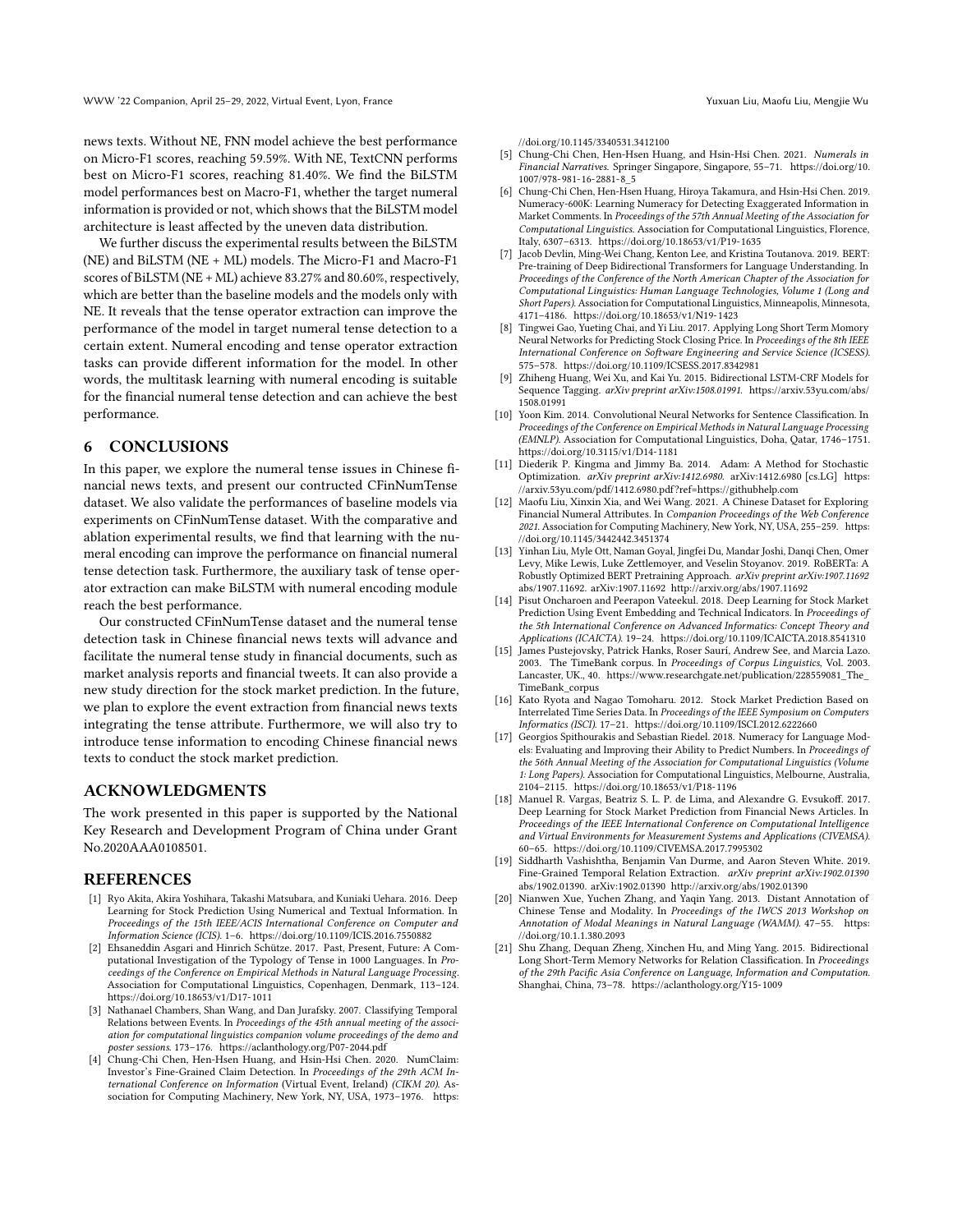news texts. Without NE, FNN model achieve the best performance on Micro-F1 scores, reaching 59.59%. With NE, TextCNN performs best on Micro-F1 scores, reaching 81.40%. We find the BiLSTM model performances best on Macro-F1, whether the target numeral information is provided or not, which shows that the BiLSTM model architecture is least affected by the uneven data distribution.

We further discuss the experimental results between the BiLSTM (NE) and BiLSTM (NE + ML) models. The Micro-F1 and Macro-F1 scores of BiLSTM (NE + ML) achieve 83.27% and 80.60%, respectively, which are better than the baseline models and the models only with NE. It reveals that the tense operator extraction can improve the performance of the model in target numeral tense detection to a certain extent. Numeral encoding and tense operator extraction tasks can provide different information for the model. In other words, the multitask learning with numeral encoding is suitable for the financial numeral tense detection and can achieve the best performance.

## 6 CONCLUSIONS

In this paper, we explore the numeral tense issues in Chinese financial news texts, and present our contructed CFinNumTense dataset. We also validate the performances of baseline models via experiments on CFinNumTense dataset. With the comparative and ablation experimental results, we find that learning with the numeral encoding can improve the performance on financial numeral tense detection task. Furthermore, the auxiliary task of tense operator extraction can make BiLSTM with numeral encoding module reach the best performance.

Our constructed CFinNumTense dataset and the numeral tense detection task in Chinese financial news texts will advance and facilitate the numeral tense study in financial documents, such as market analysis reports and financial tweets. It can also provide a new study direction for the stock market prediction. In the future, we plan to explore the event extraction from financial news texts integrating the tense attribute. Furthermore, we will also try to introduce tense information to encoding Chinese financial news texts to conduct the stock market prediction.

## ACKNOWLEDGMENTS

The work presented in this paper is supported by the National Key Research and Development Program of China under Grant No.2020AAA0108501.

## REFERENCES

- [1] Ryo Akita, Akira Yoshihara, Takashi Matsubara, and Kuniaki Uehara. 2016. Deep Learning for Stock Prediction Using Numerical and Textual Information. In *Proceedings of the 15th IEEE/ACIS International Conference on Computer and Information Science (ICIS)*. 1–6. https://doi.org/10.1109/ICIS.2016.7550882
- [2] Ehsaneddin Asgari and Hinrich Schütze. 2017. Past, Present, Future: A Computational Investigation of the Typology of Tense in 1000 Languages. In *Proceedings of the Conference on Empirical Methods in Natural Language Processing*. Association for Computational Linguistics, Copenhagen, Denmark, 113–124. https://doi.org/10.18653/v1/D17-1011
- [3] Nathanael Chambers, Shan Wang, and Dan Jurafsky. 2007. Classifying Temporal Relations between Events. In *Proceedings of the 45th annual meeting of the association for computational linguistics companion volume proceedings of the demo and poster sessions*. 173–176. https://aclanthology.org/P07-2044.pdf
- [4] Chung-Chi Chen, Hen-Hsen Huang, and Hsin-Hsi Chen. 2020. NumClaim: Investor's Fine-Grained Claim Detection. In *Proceedings of the 29th ACM International Conference on Information* (Virtual Event, Ireland) *(CIKM 20)*. Association for Computing Machinery, New York, NY, USA, 1973–1976. https://doi.org/10.1145/3340531.3412100
- [5] Chung-Chi Chen, Hen-Hsen Huang, and Hsin-Hsi Chen. 2021. *Numerals in Financial Narratives.* Springer Singapore, Singapore, 55–71. https://doi.org/10.1007/978-981-16-2881-8_5
- [6] Chung-Chi Chen, Hen-Hsen Huang, Hiroya Takamura, and Hsin-Hsi Chen. 2019. Numeracy-600K: Learning Numeracy for Detecting Exaggerated Information in Market Comments. In *Proceedings of the 57th Annual Meeting of the Association for Computational Linguistics*. Association for Computational Linguistics, Florence, Italy, 6307–6313. https://doi.org/10.18653/v1/P19-1635
- [7] Jacob Devlin, Ming-Wei Chang, Kenton Lee, and Kristina Toutanova. 2019. BERT: Pre-training of Deep Bidirectional Transformers for Language Understanding. In *Proceedings of the Conference of the North American Chapter of the Association for Computational Linguistics: Human Language Technologies, Volume 1 (Long and Short Papers)*. Association for Computational Linguistics, Minneapolis, Minnesota, 4171–4186. https://doi.org/10.18653/v1/N19-1423
- [8] Tingwei Gao, Yueting Chai, and Yi Liu. 2017. Applying Long Short Term Momory Neural Networks for Predicting Stock Closing Price. In *Proceedings of the 8th IEEE International Conference on Software Engineering and Service Science (ICSESS)*. 575–578. https://doi.org/10.1109/ICSESS.2017.8342981
- [9] Zhiheng Huang, Wei Xu, and Kai Yu. 2015. Bidirectional LSTM-CRF Models for Sequence Tagging. *arXiv preprint arXiv:1508.01991*. https://arxiv.53yu.com/abs/1508.01991
- [10] Yoon Kim. 2014. Convolutional Neural Networks for Sentence Classification. In *Proceedings of the Conference on Empirical Methods in Natural Language Processing (EMNLP)*. Association for Computational Linguistics, Doha, Qatar, 1746–1751. https://doi.org/10.3115/v1/D14-1181
- [11] Diederik P. Kingma and Jimmy Ba. 2014. Adam: A Method for Stochastic Optimization. *arXiv preprint arXiv:1412.6980*. arXiv:1412.6980 [cs.LG] https://arxiv.53yu.com/pdf/1412.6980.pdf?ref=https://githubhelp.com
- [12] Maofu Liu, Xinxin Xia, and Wei Wang. 2021. A Chinese Dataset for Exploring Financial Numeral Attributes. In *Companion Proceedings of the Web Conference 2021*. Association for Computing Machinery, New York, NY, USA, 255–259. https://doi.org/10.1145/3442442.3451374
- [13] Yinhan Liu, Myle Ott, Naman Goyal, Jingfei Du, Mandar Joshi, Danqi Chen, Omer Levy, Mike Lewis, Luke Zettlemoyer, and Veselin Stoyanov. 2019. RoBERTa: A Robustly Optimized BERT Pretraining Approach. *arXiv preprint arXiv:1907.11692* abs/1907.11692. arXiv:1907.11692 http://arxiv.org/abs/1907.11692
- [14] Pisut Oncharoen and Peerapon Vateekul. 2018. Deep Learning for Stock Market Prediction Using Event Embedding and Technical Indicators. In *Proceedings of the 5th International Conference on Advanced Informatics: Concept Theory and Applications (ICAICTA)*. 19–24. https://doi.org/10.1109/ICAICTA.2018.8541310
- [15] James Pustejovsky, Patrick Hanks, Roser Saurí, Andrew See, and Marcia Lazo. 2003. The TimeBank corpus. In *Proceedings of Corpus Linguistics*, Vol. 2003. Lancaster, UK., 40. https://www.researchgate.net/publication/228559081_The_TimeBank_corpus
- [16] Kato Ryota and Nagao Tomoharu. 2012. Stock Market Prediction Based on Interrelated Time Series Data. In *Proceedings of the IEEE Symposium on Computers Informatics (ISCI)*. 17–21. https://doi.org/10.1109/ISCI.2012.6222660
- [17] Georgios Spithourakis and Sebastian Riedel. 2018. Numeracy for Language Models: Evaluating and Improving their Ability to Predict Numbers. In *Proceedings of the 56th Annual Meeting of the Association for Computational Linguistics (Volume 1: Long Papers)*. Association for Computational Linguistics, Melbourne, Australia, 2104–2115. https://doi.org/10.18653/v1/P18-1196
- [18] Manuel R. Vargas, Beatriz S. L. P. de Lima, and Alexandre G. Evsukoff. 2017. Deep Learning for Stock Market Prediction from Financial News Articles. In *Proceedings of the IEEE International Conference on Computational Intelligence and Virtual Environments for Measurement Systems and Applications (CIVEMSA)*. 60–65. https://doi.org/10.1109/CIVEMSA.2017.7995302
- [19] Siddharth Vashishtha, Benjamin Van Durme, and Aaron Steven White. 2019. Fine-Grained Temporal Relation Extraction. *arXiv preprint arXiv:1902.01390* abs/1902.01390. arXiv:1902.01390 http://arxiv.org/abs/1902.01390
- [20] Nianwen Xue, Yuchen Zhang, and Yaqin Yang. 2013. Distant Annotation of Chinese Tense and Modality. In *Proceedings of the IWCS 2013 Workshop on Annotation of Modal Meanings in Natural Language (WAMM)*. 47–55. https://doi.org/10.1.1.380.2093
- [21] Shu Zhang, Dequan Zheng, Xinchen Hu, and Ming Yang. 2015. Bidirectional Long Short-Term Memory Networks for Relation Classification. In *Proceedings of the 29th Pacific Asia Conference on Language, Information and Computation*. Shanghai, China, 73–78. https://aclanthology.org/Y15-1009